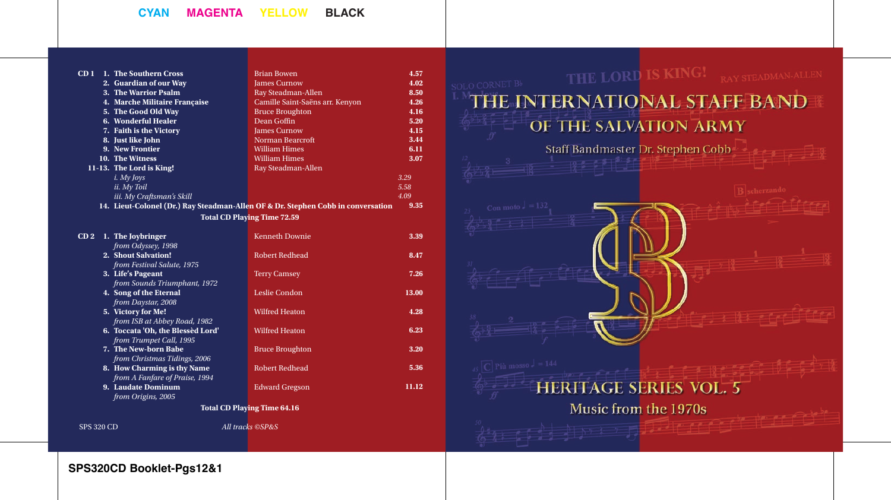| | | | |
|---|---|---|---|
| **CD 1** | **1. The Southern Cross** | Brian Bowen | **4.57** |
| | **2. Guardian of our Way** | James Curnow | **4.02** |
| | **3. The Warrior Psalm** | Ray Steadman-Allen | **8.50** |
| | **4. Marche Militaire Française** | Camille Saint-Saëns arr. Kenyon | **4.26** |
| | **5. The Good Old Way** | Bruce Broughton | **4.16** |
| | **6. Wonderful Healer** | Dean Goffin | **5.20** |
| | **7. Faith is the Victory** | James Curnow | **4.15** |
| | **8. Just like John** | Norman Bearcroft | **3.44** |
| | **9. New Frontier** | William Himes | **6.11** |
| | **10. The Witness** | William Himes | **3.07** |
| | **11-13. The Lord is King!** | Ray Steadman-Allen | |
| | *i. My Joys* | | *3.29* |
| | *ii. My Toil* | | *5.58* |
| | *iii. My Craftsman's Skill* | | *4.09* |
| | **14. Lieut-Colonel (Dr.) Ray Steadman-Allen OF & Dr. Stephen Cobb in conversation** | | **9.35** |

**Total CD Playing Time 72.59**

| | | | |
|---|---|---|---|
| **CD 2** | **1. The Joybringer** *from Odyssey, 1998* | Kenneth Downie | **3.39** |
| | **2. Shout Salvation!** *from Festival Salute, 1975* | Robert Redhead | **8.47** |
| | **3. Life's Pageant** *from Sounds Triumphant, 1972* | Terry Camsey | **7.26** |
| | **4. Song of the Eternal** *from Daystar, 2008* | Leslie Condon | **13.00** |
| | **5. Victory for Me!** *from ISB at Abbey Road, 1982* | Wilfred Heaton | **4.28** |
| | **6. Toccata 'Oh, the Blessèd Lord'** *from Trumpet Call, 1995* | Wilfred Heaton | **6.23** |
| | **7. The New-born Babe** *from Christmas Tidings, 2006* | Bruce Broughton | **3.20** |
| | **8. How Charming is thy Name** *from A Fanfare of Praise, 1994* | Robert Redhead | **5.36** |
| | **9. Laudate Dominum** *from Origins, 2005* | Edward Gregson | **11.12** |

**Total CD Playing Time 64.16**

SPS 320 CD

*All tracks ©SP&S*

# THE INTERNATIONAL STAFF BAND OF THE SALVATION ARMY

Staff Bandmaster Dr. Stephen Cobb

## HERITAGE SERIES VOL. 5

Music from the 1970s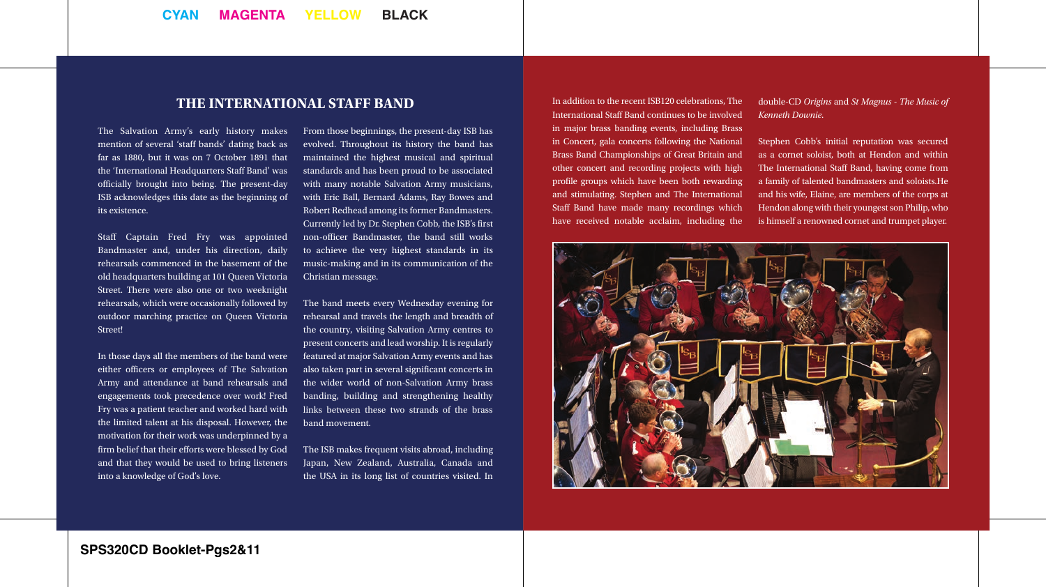## THE INTERNATIONAL STAFF BAND

The Salvation Army's early history makes mention of several 'staff bands' dating back as far as 1880, but it was on 7 October 1891 that the 'International Headquarters Staff Band' was officially brought into being. The present-day ISB acknowledges this date as the beginning of its existence.

Staff Captain Fred Fry was appointed Bandmaster and, under his direction, daily rehearsals commenced in the basement of the old headquarters building at 101 Queen Victoria Street. There were also one or two weeknight rehearsals, which were occasionally followed by outdoor marching practice on Queen Victoria Street!

In those days all the members of the band were either officers or employees of The Salvation Army and attendance at band rehearsals and engagements took precedence over work! Fred Fry was a patient teacher and worked hard with the limited talent at his disposal. However, the motivation for their work was underpinned by a firm belief that their efforts were blessed by God and that they would be used to bring listeners into a knowledge of God's love.

From those beginnings, the present-day ISB has evolved. Throughout its history the band has maintained the highest musical and spiritual standards and has been proud to be associated with many notable Salvation Army musicians, with Eric Ball, Bernard Adams, Ray Bowes and Robert Redhead among its former Bandmasters. Currently led by Dr. Stephen Cobb, the ISB's first non-officer Bandmaster, the band still works to achieve the very highest standards in its music-making and in its communication of the Christian message.

The band meets every Wednesday evening for rehearsal and travels the length and breadth of the country, visiting Salvation Army centres to present concerts and lead worship. It is regularly featured at major Salvation Army events and has also taken part in several significant concerts in the wider world of non-Salvation Army brass banding, building and strengthening healthy links between these two strands of the brass band movement.

The ISB makes frequent visits abroad, including Japan, New Zealand, Australia, Canada and the USA in its long list of countries visited. In addition to the recent ISB120 celebrations, The International Staff Band continues to be involved in major brass banding events, including Brass in Concert, gala concerts following the National Brass Band Championships of Great Britain and other concert and recording projects with high profile groups which have been both rewarding and stimulating. Stephen and The International Staff Band have made many recordings which have received notable acclaim, including the double-CD *Origins* and *St Magnus - The Music of Kenneth Downie.*

Stephen Cobb's initial reputation was secured as a cornet soloist, both at Hendon and within The International Staff Band, having come from a family of talented bandmasters and soloists.He and his wife, Elaine, are members of the corps at Hendon along with their youngest son Philip, who is himself a renowned cornet and trumpet player.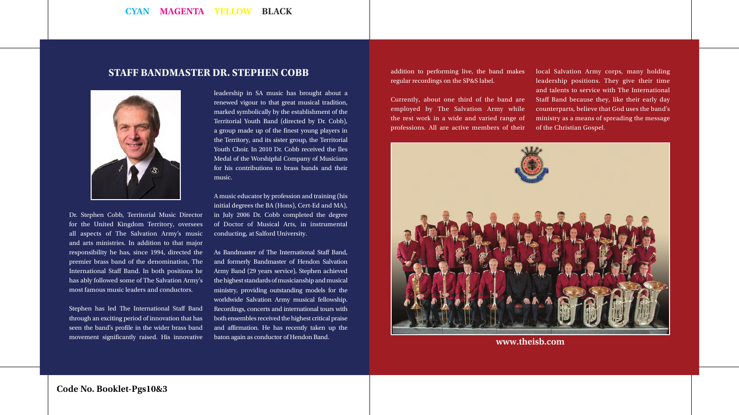## STAFF BANDMASTER DR. STEPHEN COBB

Dr. Stephen Cobb, Territorial Music Director for the United Kingdom Territory, oversees all aspects of The Salvation Army's music and arts ministries. In addition to that major responsibility he has, since 1994, directed the premier brass band of the denomination, The International Staff Band. In both positions he has ably followed some of The Salvation Army's most famous music leaders and conductors.

Stephen has led The International Staff Band through an exciting period of innovation that has seen the band's profile in the wider brass band movement significantly raised. His innovative leadership in SA music has brought about a renewed vigour to that great musical tradition, marked symbolically by the establishment of the Territorial Youth Band (directed by Dr. Cobb), a group made up of the finest young players in the Territory, and its sister group, the Territorial Youth Choir. In 2010 Dr. Cobb received the Iles Medal of the Worshipful Company of Musicians for his contributions to brass bands and their music.

A music educator by profession and training (his initial degrees the BA (Hons), Cert-Ed and MA), in July 2006 Dr. Cobb completed the degree of Doctor of Musical Arts, in instrumental conducting, at Salford University.

As Bandmaster of The International Staff Band, and formerly Bandmaster of Hendon Salvation Army Band (29 years service), Stephen achieved the highest standards of musicianship and musical ministry, providing outstanding models for the worldwide Salvation Army musical fellowship. Recordings, concerts and international tours with both ensembles received the highest critical praise and affirmation. He has recently taken up the baton again as conductor of Hendon Band.

addition to performing live, the band makes regular recordings on the SP&S label.

Currently, about one third of the band are employed by The Salvation Army while the rest work in a wide and varied range of professions. All are active members of their local Salvation Army corps, many holding leadership positions. They give their time and talents to service with The International Staff Band because they, like their early day counterparts, believe that God uses the band's ministry as a means of spreading the message of the Christian Gospel.

**www.theisb.com**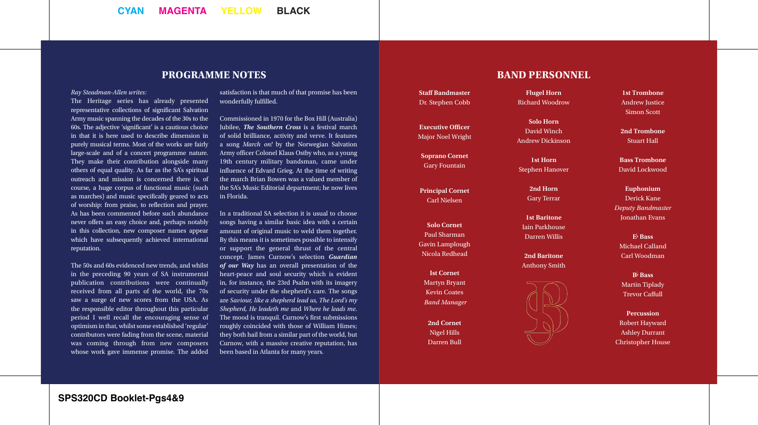## PROGRAMME NOTES

*Ray Steadman-Allen writes:*

The Heritage series has already presented representative collections of significant Salvation Army music spanning the decades of the 30s to the 60s. The adjective 'significant' is a cautious choice in that it is here used to describe dimension in purely musical terms. Most of the works are fairly large-scale and of a concert programme nature. They make their contribution alongside many others of equal quality. As far as the SA's spiritual outreach and mission is concerned there is, of course, a huge corpus of functional music (such as marches) and music specifically geared to acts of worship: from praise, to reflection and prayer. As has been commented before such abundance never offers an easy choice and, perhaps notably in this collection, new composer names appear which have subsequently achieved international reputation.

The 50s and 60s evidenced new trends, and whilst in the preceding 90 years of SA instrumental publication contributions were continually received from all parts of the world, the 70s saw a surge of new scores from the USA. As the responsible editor throughout this particular period I well recall the encouraging sense of optimism in that, whilst some established 'regular' contributors were fading from the scene, material was coming through from new composers whose work gave immense promise. The added satisfaction is that much of that promise has been wonderfully fulfilled.

Commissioned in 1970 for the Box Hill (Australia) Jubilee, ***The Southern Cross*** is a festival march of solid brilliance, activity and verve. It features a song *March on!* by the Norwegian Salvation Army officer Colonel Klaus Ostby who, as a young 19th century military bandsman, came under influence of Edvard Grieg. At the time of writing the march Brian Bowen was a valued member of the SA's Music Editorial department; he now lives in Florida.

In a traditional SA selection it is usual to choose songs having a similar basic idea with a certain amount of original music to weld them together. By this means it is sometimes possible to intensify or support the general thrust of the central concept. James Curnow's selection ***Guardian of our Way*** has an overall presentation of the heart-peace and soul security which is evident in, for instance, the 23rd Psalm with its imagery of security under the shepherd's care. The songs are *Saviour, like a shepherd lead us, The Lord's my Shepherd, He leadeth me* and *Where he leads me.* The mood is tranquil. Curnow's first submissions roughly coincided with those of William Himes; they both hail from a similar part of the world, but Curnow, with a massive creative reputation, has been based in Atlanta for many years.

## BAND PERSONNEL

**Staff Bandmaster**
Dr. Stephen Cobb

**Executive Officer**
Major Noel Wright

**Soprano Cornet**
Gary Fountain

**Principal Cornet**
Carl Nielsen

**Solo Cornet**
Paul Sharman
Gavin Lamplough
Nicola Redhead

**Ist Cornet**
Martyn Bryant
Kevin Coates
*Band Manager*

**2nd Cornet**
Nigel Hills
Darren Bull

**Flugel Horn**
Richard Woodrow

**Solo Horn**
David Winch
Andrew Dickinson

**1st Horn**
Stephen Hanover

**2nd Horn**
Gary Terrar

**1st Baritone**
Iain Parkhouse
Darren Willis

**2nd Baritone**
Anthony Smith

**1st Trombone**
Andrew Justice
Simon Scott

**2nd Trombone**
Stuart Hall

**Bass Trombone**
David Lockwood

**Euphonium**
Derick Kane
*Deputy Bandmaster*
Jonathan Evans

**E♭ Bass**
Michael Calland
Carl Woodman

**B♭ Bass**
Martin Tiplady
Trevor Caffull

**Percussion**
Robert Hayward
Ashley Durrant
Christopher House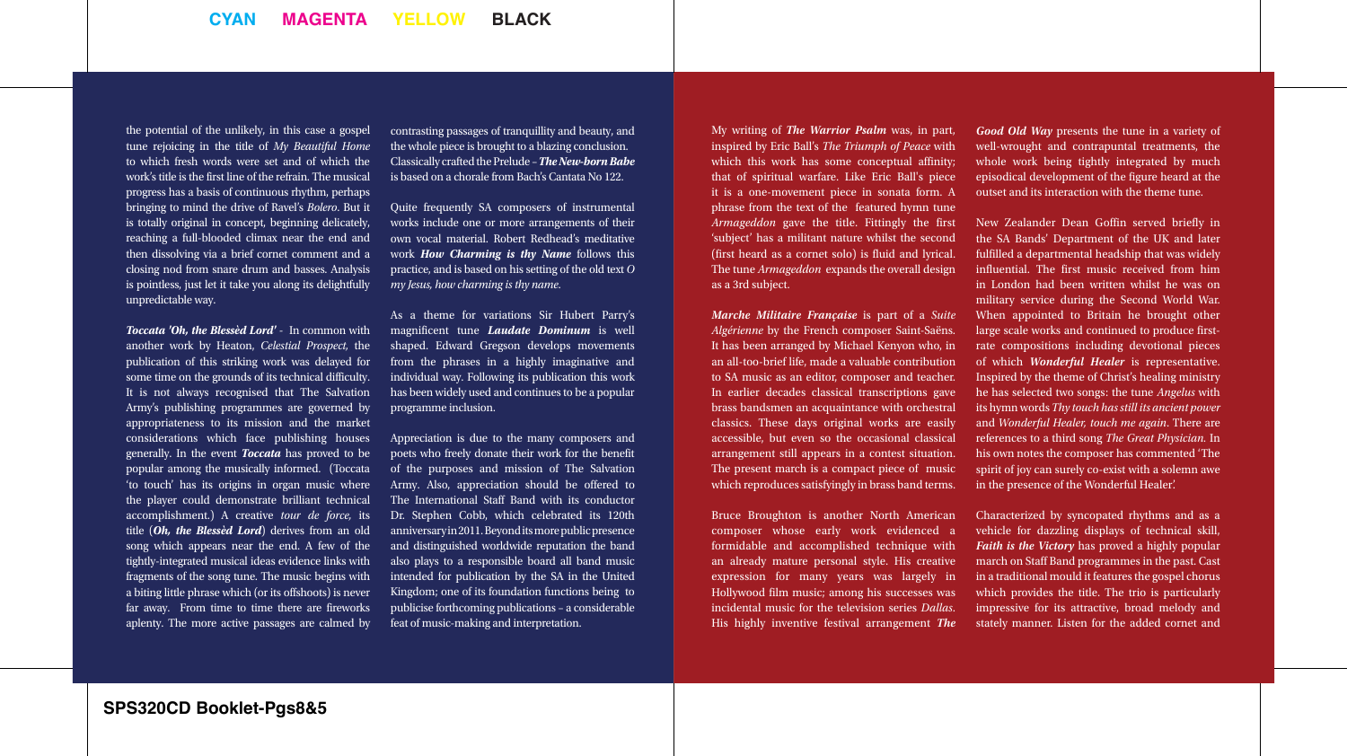the potential of the unlikely, in this case a gospel tune rejoicing in the title of *My Beautiful Home* to which fresh words were set and of which the work's title is the first line of the refrain. The musical progress has a basis of continuous rhythm, perhaps bringing to mind the drive of Ravel's *Bolero*. But it is totally original in concept, beginning delicately, reaching a full-blooded climax near the end and then dissolving via a brief cornet comment and a closing nod from snare drum and basses. Analysis is pointless, just let it take you along its delightfully unpredictable way.

***Toccata 'Oh, the Blessèd Lord'*** - In common with another work by Heaton, *Celestial Prospect,* the publication of this striking work was delayed for some time on the grounds of its technical difficulty. It is not always recognised that The Salvation Army's publishing programmes are governed by appropriateness to its mission and the market considerations which face publishing houses generally. In the event ***Toccata*** has proved to be popular among the musically informed. (Toccata 'to touch' has its origins in organ music where the player could demonstrate brilliant technical accomplishment.) A creative *tour de force,* its title (***Oh, the Blessèd Lord***) derives from an old song which appears near the end. A few of the tightly-integrated musical ideas evidence links with fragments of the song tune. The music begins with a biting little phrase which (or its offshoots) is never far away. From time to time there are fireworks aplenty. The more active passages are calmed by contrasting passages of tranquillity and beauty, and the whole piece is brought to a blazing conclusion. Classically crafted the Prelude – ***The New-born Babe*** is based on a chorale from Bach's Cantata No 122.

Quite frequently SA composers of instrumental works include one or more arrangements of their own vocal material. Robert Redhead's meditative work ***How Charming is thy Name*** follows this practice, and is based on his setting of the old text *O my Jesus, how charming is thy name.*

As a theme for variations Sir Hubert Parry's magnificent tune ***Laudate Dominum*** is well shaped. Edward Gregson develops movements from the phrases in a highly imaginative and individual way. Following its publication this work has been widely used and continues to be a popular programme inclusion.

Appreciation is due to the many composers and poets who freely donate their work for the benefit of the purposes and mission of The Salvation Army. Also, appreciation should be offered to The International Staff Band with its conductor Dr. Stephen Cobb, which celebrated its 120th anniversary in 2011. Beyond its more public presence and distinguished worldwide reputation the band also plays to a responsible board all band music intended for publication by the SA in the United Kingdom; one of its foundation functions being to publicise forthcoming publications – a considerable feat of music-making and interpretation.

My writing of ***The Warrior Psalm*** was, in part, inspired by Eric Ball's *The Triumph of Peace* with which this work has some conceptual affinity; that of spiritual warfare. Like Eric Ball's piece it is a one-movement piece in sonata form. A phrase from the text of the featured hymn tune *Armageddon* gave the title. Fittingly the first 'subject' has a militant nature whilst the second (first heard as a cornet solo) is fluid and lyrical. The tune *Armageddon* expands the overall design as a 3rd subject.

***Marche Militaire Française*** is part of a *Suite Algérienne* by the French composer Saint-Saëns. It has been arranged by Michael Kenyon who, in an all-too-brief life, made a valuable contribution to SA music as an editor, composer and teacher. In earlier decades classical transcriptions gave brass bandsmen an acquaintance with orchestral classics. These days original works are easily accessible, but even so the occasional classical arrangement still appears in a contest situation. The present march is a compact piece of music which reproduces satisfyingly in brass band terms.

Bruce Broughton is another North American composer whose early work evidenced a formidable and accomplished technique with an already mature personal style. His creative expression for many years was largely in Hollywood film music; among his successes was incidental music for the television series *Dallas*. His highly inventive festival arrangement ***The Good Old Way*** presents the tune in a variety of well-wrought and contrapuntal treatments, the whole work being tightly integrated by much episodical development of the figure heard at the outset and its interaction with the theme tune.

New Zealander Dean Goffin served briefly in the SA Bands' Department of the UK and later fulfilled a departmental headship that was widely influential. The first music received from him in London had been written whilst he was on military service during the Second World War. When appointed to Britain he brought other large scale works and continued to produce first-rate compositions including devotional pieces of which ***Wonderful Healer*** is representative. Inspired by the theme of Christ's healing ministry he has selected two songs: the tune *Angelus* with its hymn words *Thy touch has still its ancient power* and *Wonderful Healer, touch me again*. There are references to a third song *The Great Physician.* In his own notes the composer has commented 'The spirit of joy can surely co-exist with a solemn awe in the presence of the Wonderful Healer.'

Characterized by syncopated rhythms and as a vehicle for dazzling displays of technical skill, ***Faith is the Victory*** has proved a highly popular march on Staff Band programmes in the past. Cast in a traditional mould it features the gospel chorus which provides the title. The trio is particularly impressive for its attractive, broad melody and stately manner. Listen for the added cornet and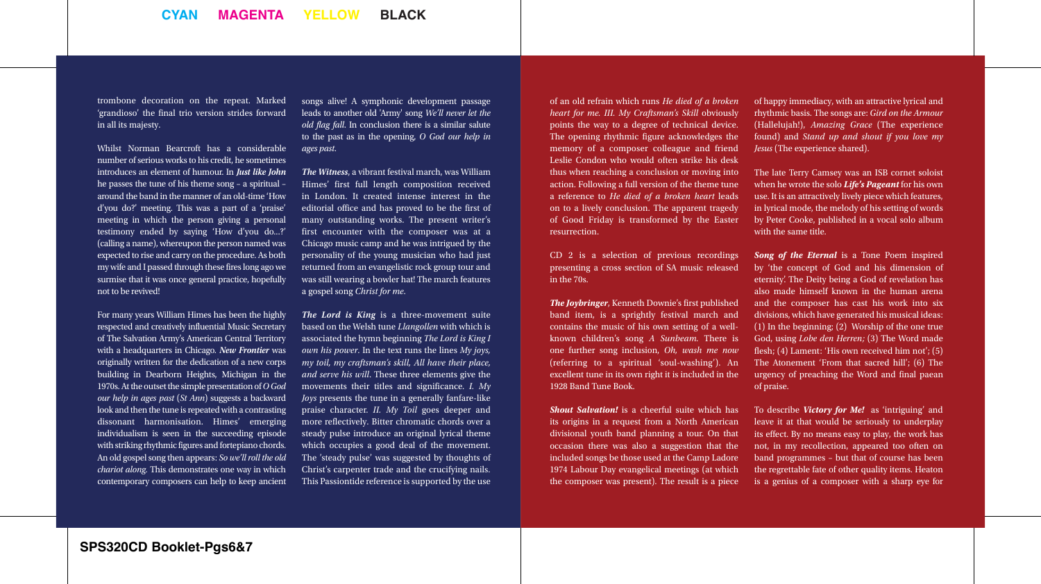trombone decoration on the repeat. Marked 'grandioso' the final trio version strides forward in all its majesty.

Whilst Norman Bearcroft has a considerable number of serious works to his credit, he sometimes introduces an element of humour. In ***Just like John*** he passes the tune of his theme song – a spiritual – around the band in the manner of an old-time 'How d'you do?' meeting. This was a part of a 'praise' meeting in which the person giving a personal testimony ended by saying 'How d'you do...?' (calling a name), whereupon the person named was expected to rise and carry on the procedure. As both my wife and I passed through these fires long ago we surmise that it was once general practice, hopefully not to be revived!

For many years William Himes has been the highly respected and creatively influential Music Secretary of The Salvation Army's American Central Territory with a headquarters in Chicago. ***New Frontier*** was originally written for the dedication of a new corps building in Dearborn Heights, Michigan in the 1970s. At the outset the simple presentation of *O God our help in ages past* (*St Ann*) suggests a backward look and then the tune is repeated with a contrasting dissonant harmonisation. Himes' emerging individualism is seen in the succeeding episode with striking rhythmic figures and fortepiano chords. An old gospel song then appears: *So we'll roll the old chariot along.* This demonstrates one way in which contemporary composers can help to keep ancient songs alive! A symphonic development passage leads to another old 'Army' song *We'll never let the old flag fall.* In conclusion there is a similar salute to the past as in the opening, *O God our help in ages past.*

***The Witness***, a vibrant festival march, was William Himes' first full length composition received in London. It created intense interest in the editorial office and has proved to be the first of many outstanding works. The present writer's first encounter with the composer was at a Chicago music camp and he was intrigued by the personality of the young musician who had just returned from an evangelistic rock group tour and was still wearing a bowler hat! The march features a gospel song *Christ for me.*

***The Lord is King*** is a three-movement suite based on the Welsh tune *Llangollen* with which is associated the hymn beginning *The Lord is King I own his power.* In the text runs the lines *My joys, my toil, my craftsman's skill, All have their place, and serve his will.* These three elements give the movements their titles and significance. *I. My Joys* presents the tune in a generally fanfare-like praise character. *II. My Toil* goes deeper and more reflectively. Bitter chromatic chords over a steady pulse introduce an original lyrical theme which occupies a good deal of the movement. The 'steady pulse' was suggested by thoughts of Christ's carpenter trade and the crucifying nails. This Passiontide reference is supported by the use of an old refrain which runs *He died of a broken heart for me. III. My Craftsman's Skill* obviously points the way to a degree of technical device. The opening rhythmic figure acknowledges the memory of a composer colleague and friend Leslie Condon who would often strike his desk thus when reaching a conclusion or moving into action. Following a full version of the theme tune a reference to *He died of a broken heart* leads on to a lively conclusion. The apparent tragedy of Good Friday is transformed by the Easter resurrection.

CD 2 is a selection of previous recordings presenting a cross section of SA music released in the 70s.

***The Joybringer***, Kenneth Downie's first published band item, is a sprightly festival march and contains the music of his own setting of a well-known children's song *A Sunbeam.* There is one further song inclusion, *Oh, wash me now* (referring to a spiritual 'soul-washing'). An excellent tune in its own right it is included in the 1928 Band Tune Book.

***Shout Salvation!*** is a cheerful suite which has its origins in a request from a North American divisional youth band planning a tour. On that occasion there was also a suggestion that the included songs be those used at the Camp Ladore 1974 Labour Day evangelical meetings (at which the composer was present). The result is a piece of happy immediacy, with an attractive lyrical and rhythmic basis. The songs are: *Gird on the Armour* (Hallelujah!), *Amazing Grace* (The experience found) and *Stand up and shout if you love my Jesus* (The experience shared).

The late Terry Camsey was an ISB cornet soloist when he wrote the solo ***Life's Pageant*** for his own use. It is an attractively lively piece which features, in lyrical mode, the melody of his setting of words by Peter Cooke, published in a vocal solo album with the same title.

***Song of the Eternal*** is a Tone Poem inspired by 'the concept of God and his dimension of eternity'. The Deity being a God of revelation has also made himself known in the human arena and the composer has cast his work into six divisions, which have generated his musical ideas: (1) In the beginning; (2) Worship of the one true God, using *Lobe den Herren;* (3) The Word made flesh; (4) Lament: 'His own received him not'; (5) The Atonement 'From that sacred hill'; (6) The urgency of preaching the Word and final paean of praise.

To describe ***Victory for Me!*** as 'intriguing' and leave it at that would be seriously to underplay its effect. By no means easy to play, the work has not, in my recollection, appeared too often on band programmes – but that of course has been the regrettable fate of other quality items. Heaton is a genius of a composer with a sharp eye for